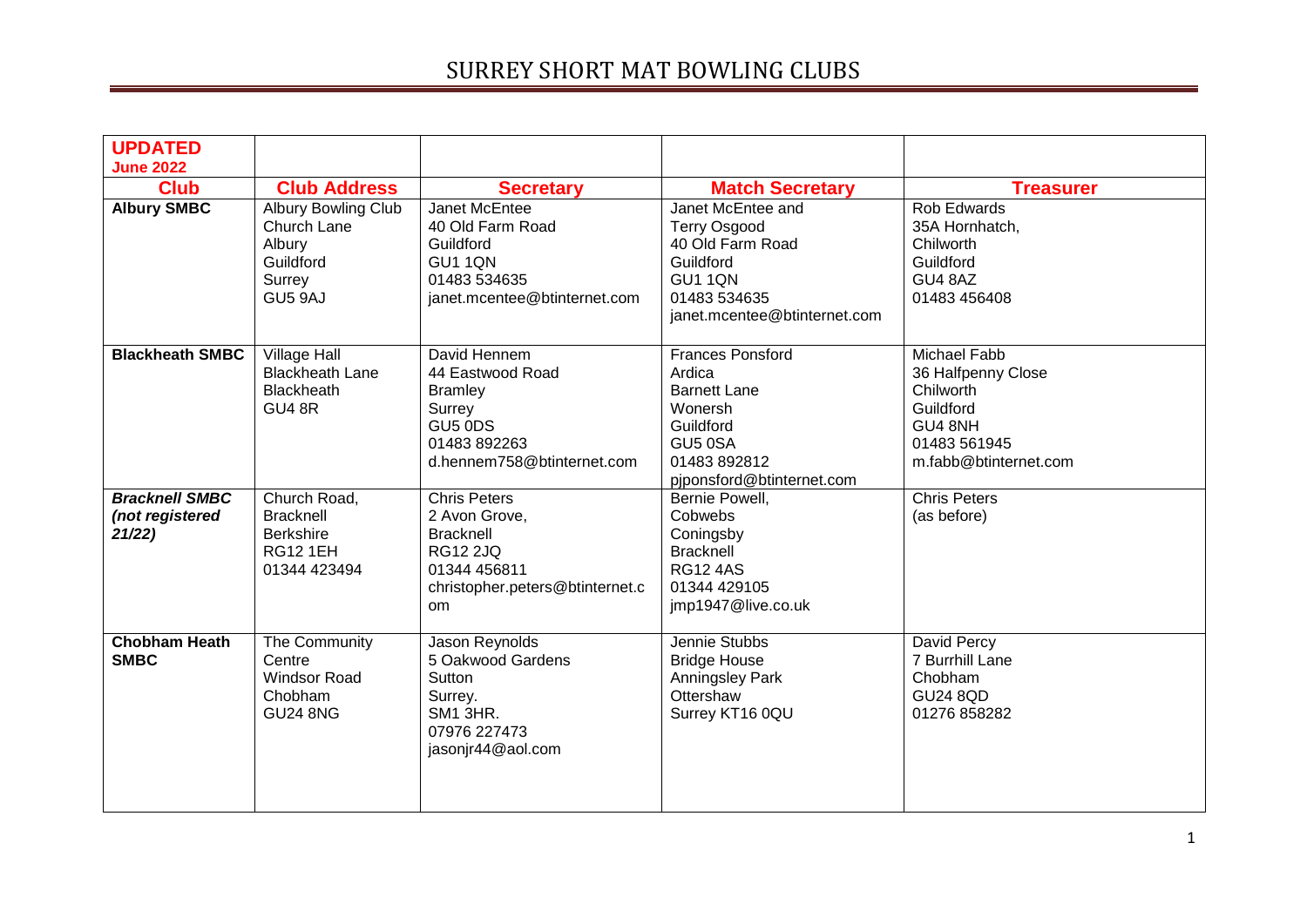# SURREY SHORT MAT BOWLING CLUBS

| **UPDATED June 2022** | | | | |
|---|---|---|---|---|
| **Club** | **Club Address** | **Secretary** | **Match Secretary** | **Treasurer** |
| **Albury SMBC** | Albury Bowling Club<br>Church Lane<br>Albury<br>Guildford<br>Surrey<br>GU5 9AJ | Janet McEntee<br>40 Old Farm Road<br>Guildford<br>GU1 1QN<br>01483 534635<br>janet.mcentee@btinternet.com | Janet McEntee and<br>Terry Osgood<br>40 Old Farm Road<br>Guildford<br>GU1 1QN<br>01483 534635<br>janet.mcentee@btinternet.com | Rob Edwards<br>35A Hornhatch,<br>Chilworth<br>Guildford<br>GU4 8AZ<br>01483 456408 |
| **Blackheath SMBC** | Village Hall<br>Blackheath Lane<br>Blackheath<br>GU4 8R | David Hennem<br>44 Eastwood Road<br>Bramley<br>Surrey<br>GU5 0DS<br>01483 892263<br>d.hennem758@btinternet.com | Frances Ponsford<br>Ardica<br>Barnett Lane<br>Wonersh<br>Guildford<br>GU5 0SA<br>01483 892812<br>pjponsford@btinternet.com | Michael Fabb<br>36 Halfpenny Close<br>Chilworth<br>Guildford<br>GU4 8NH<br>01483 561945<br>m.fabb@btinternet.com |
| ***Bracknell SMBC (not registered 21/22)*** | Church Road,<br>Bracknell<br>Berkshire<br>RG12 1EH<br>01344 423494 | Chris Peters<br>2 Avon Grove,<br>Bracknell<br>RG12 2JQ<br>01344 456811<br>christopher.peters@btinternet.com | Bernie Powell,<br>Cobwebs<br>Coningsby<br>Bracknell<br>RG12 4AS<br>01344 429105<br>jmp1947@live.co.uk | Chris Peters<br>(as before) |
| **Chobham Heath SMBC** | The Community Centre<br>Windsor Road<br>Chobham<br>GU24 8NG | Jason Reynolds<br>5 Oakwood Gardens<br>Sutton<br>Surrey.<br>SM1 3HR.<br>07976 227473<br>jasonjr44@aol.com | Jennie Stubbs<br>Bridge House<br>Anningsley Park<br>Ottershaw<br>Surrey KT16 0QU | David Percy<br>7 Burrhill Lane<br>Chobham<br>GU24 8QD<br>01276 858282 |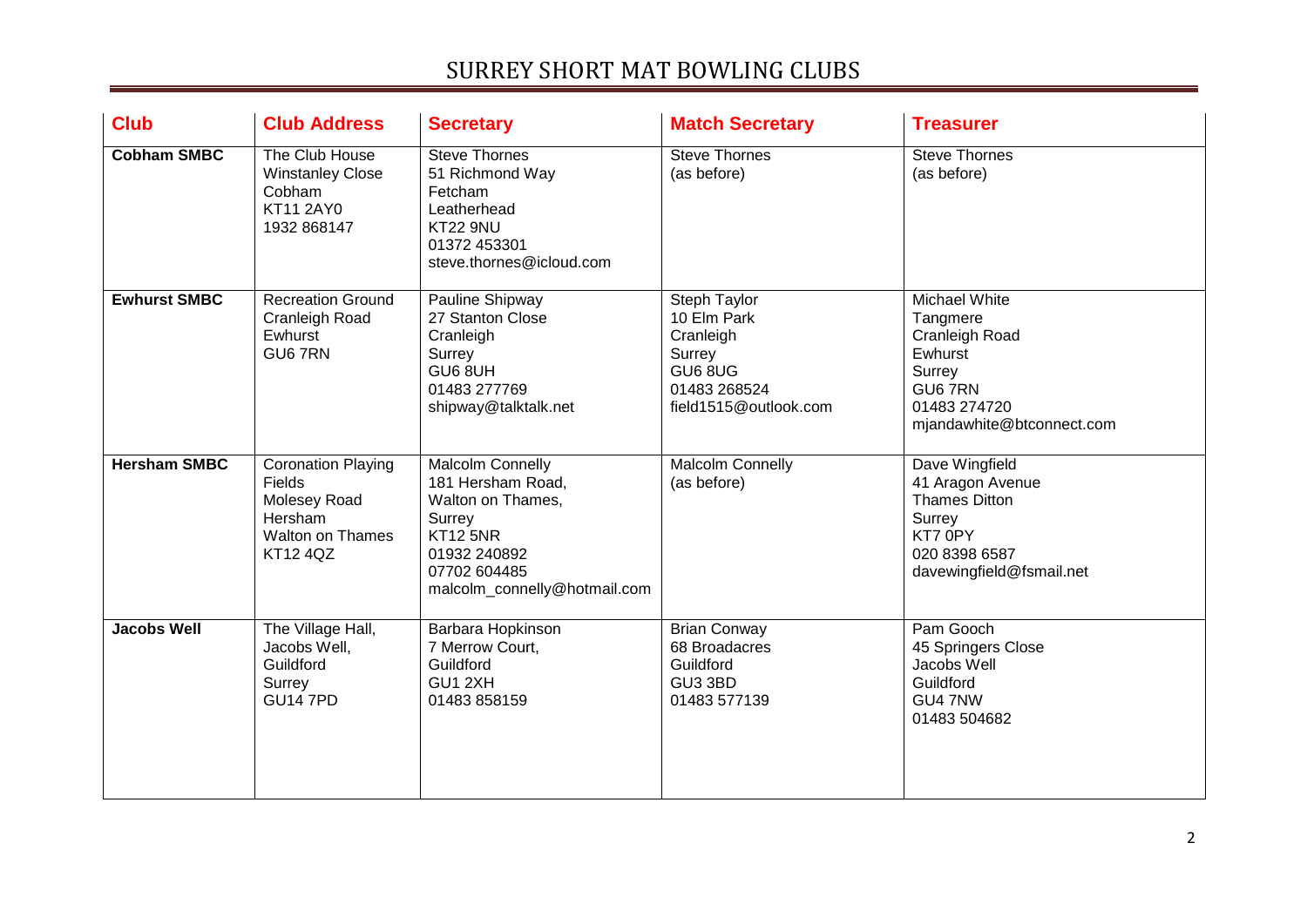# SURREY SHORT MAT BOWLING CLUBS

| Club | Club Address | Secretary | Match Secretary | Treasurer |
|---|---|---|---|---|
| **Cobham SMBC** | The Club House<br>Winstanley Close<br>Cobham<br>KT11 2AY0<br>1932 868147 | Steve Thornes<br>51 Richmond Way<br>Fetcham<br>Leatherhead<br>KT22 9NU<br>01372 453301<br>steve.thornes@icloud.com | Steve Thornes<br>(as before) | Steve Thornes<br>(as before) |
| **Ewhurst SMBC** | Recreation Ground<br>Cranleigh Road<br>Ewhurst<br>GU6 7RN | Pauline Shipway<br>27 Stanton Close<br>Cranleigh<br>Surrey<br>GU6 8UH<br>01483 277769<br>shipway@talktalk.net | Steph Taylor<br>10 Elm Park<br>Cranleigh<br>Surrey<br>GU6 8UG<br>01483 268524<br>field1515@outlook.com | Michael White<br>Tangmere<br>Cranleigh Road<br>Ewhurst<br>Surrey<br>GU6 7RN<br>01483 274720<br>mjandawhite@btconnect.com |
| **Hersham SMBC** | Coronation Playing Fields<br>Molesey Road<br>Hersham<br>Walton on Thames<br>KT12 4QZ | Malcolm Connelly<br>181 Hersham Road,<br>Walton on Thames,<br>Surrey<br>KT12 5NR<br>01932 240892<br>07702 604485<br>malcolm_connelly@hotmail.com | Malcolm Connelly<br>(as before) | Dave Wingfield<br>41 Aragon Avenue<br>Thames Ditton<br>Surrey<br>KT7 0PY<br>020 8398 6587<br>davewingfield@fsmail.net |
| **Jacobs Well** | The Village Hall,<br>Jacobs Well,<br>Guildford<br>Surrey<br>GU14 7PD | Barbara Hopkinson<br>7 Merrow Court,<br>Guildford<br>GU1 2XH<br>01483 858159 | Brian Conway<br>68 Broadacres<br>Guildford<br>GU3 3BD<br>01483 577139 | Pam Gooch<br>45 Springers Close<br>Jacobs Well<br>Guildford<br>GU4 7NW<br>01483 504682 |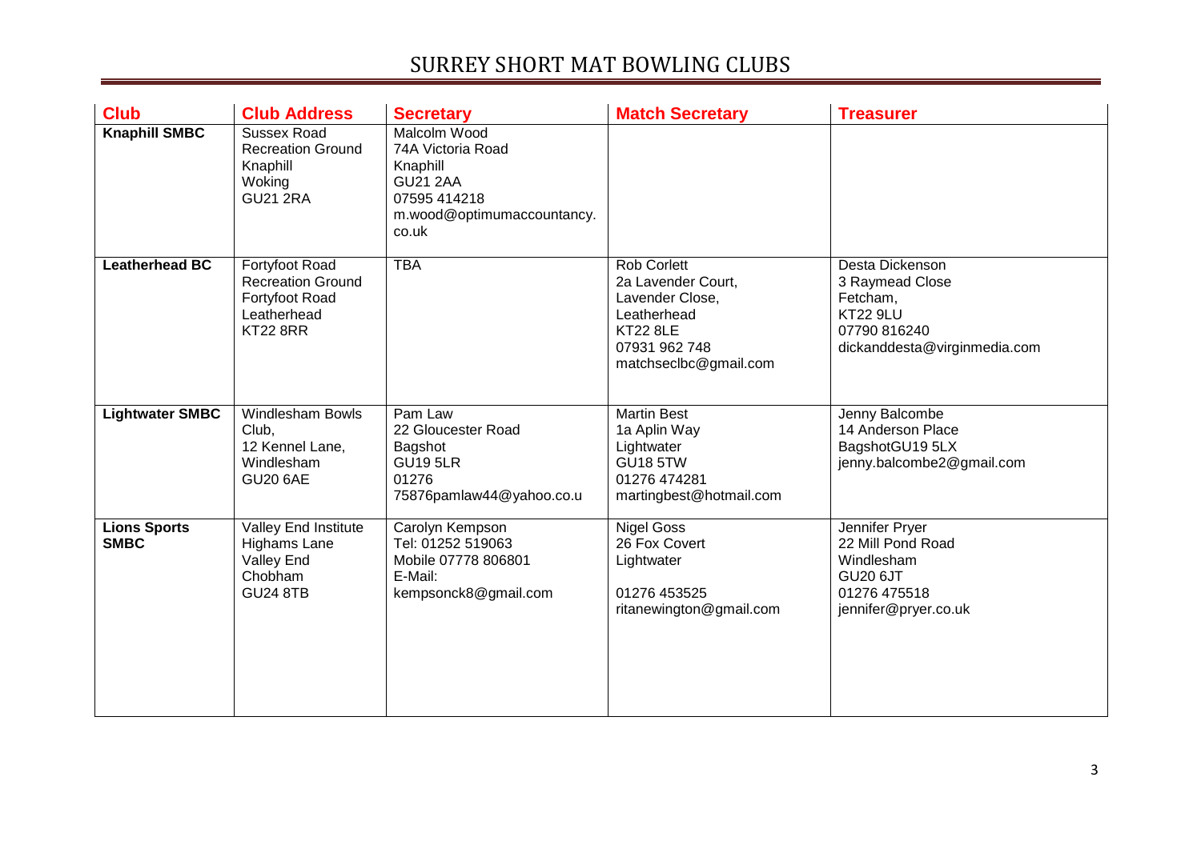# SURREY SHORT MAT BOWLING CLUBS

| Club | Club Address | Secretary | Match Secretary | Treasurer |
|---|---|---|---|---|
| **Knaphill SMBC** | Sussex Road<br>Recreation Ground<br>Knaphill<br>Woking<br>GU21 2RA | Malcolm Wood<br>74A Victoria Road<br>Knaphill<br>GU21 2AA<br>07595 414218<br>m.wood@optimumaccountancy.co.uk | | |
| **Leatherhead BC** | Fortyfoot Road<br>Recreation Ground<br>Fortyfoot Road<br>Leatherhead<br>KT22 8RR | TBA | Rob Corlett<br>2a Lavender Court,<br>Lavender Close,<br>Leatherhead<br>KT22 8LE<br>07931 962 748<br>matchseclbc@gmail.com | Desta Dickenson<br>3 Raymead Close<br>Fetcham,<br>KT22 9LU<br>07790 816240<br>dickanddesta@virginmedia.com |
| **Lightwater SMBC** | Windlesham Bowls Club,<br>12 Kennel Lane,<br>Windlesham<br>GU20 6AE | Pam Law<br>22 Gloucester Road<br>Bagshot<br>GU19 5LR<br>01276<br>75876pamlaw44@yahoo.co.u | Martin Best<br>1a Aplin Way<br>Lightwater<br>GU18 5TW<br>01276 474281<br>martingbest@hotmail.com | Jenny Balcombe<br>14 Anderson Place<br>BagshotGU19 5LX<br>jenny.balcombe2@gmail.com |
| **Lions Sports SMBC** | Valley End Institute<br>Highams Lane<br>Valley End<br>Chobham<br>GU24 8TB | Carolyn Kempson<br>Tel: 01252 519063<br>Mobile 07778 806801<br>E-Mail:<br>kempsonck8@gmail.com | Nigel Goss<br>26 Fox Covert<br>Lightwater<br><br>01276 453525<br>ritanewington@gmail.com | Jennifer Pryer<br>22 Mill Pond Road<br>Windlesham<br>GU20 6JT<br>01276 475518<br>jennifer@pryer.co.uk |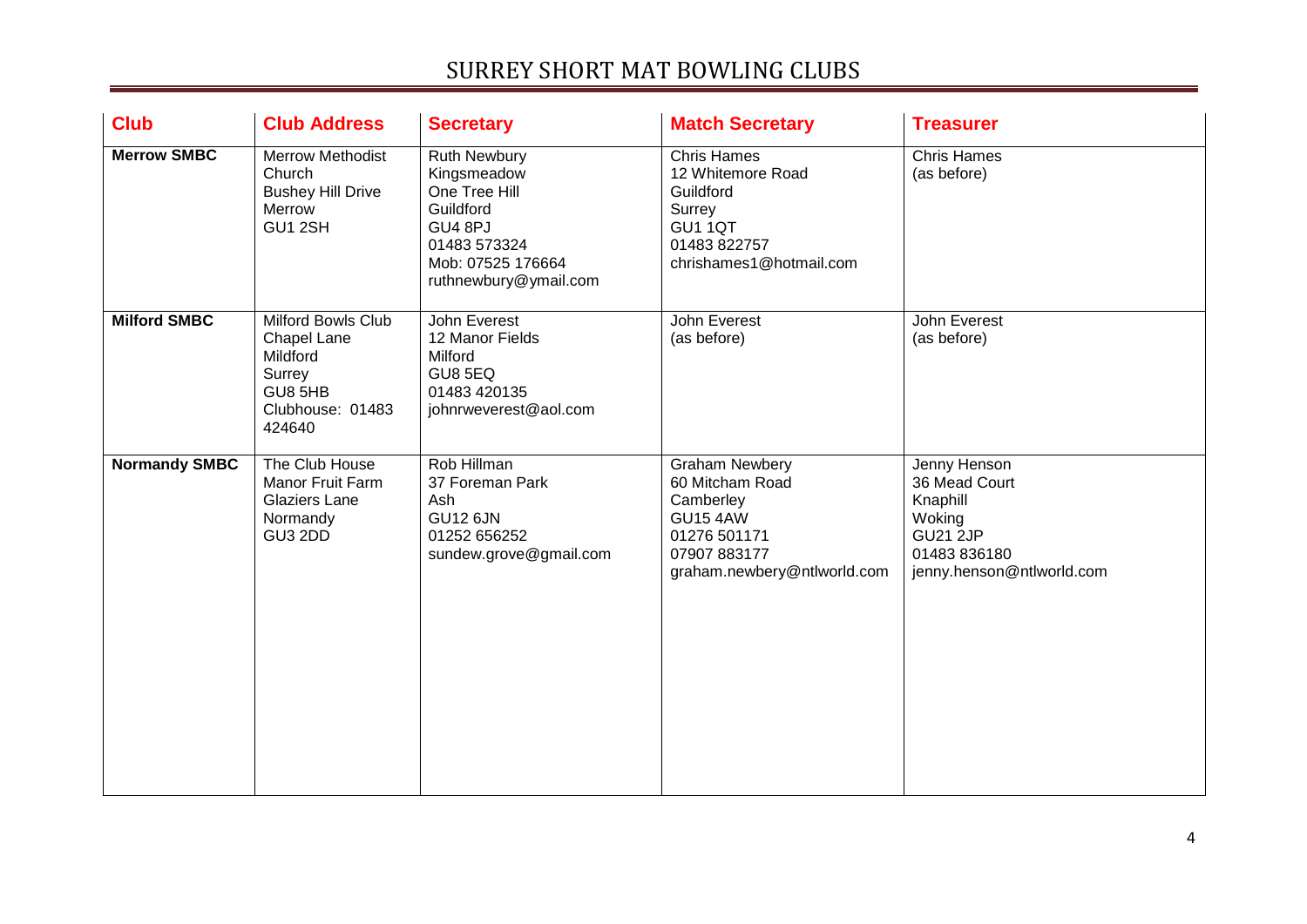# SURREY SHORT MAT BOWLING CLUBS

| Club | Club Address | Secretary | Match Secretary | Treasurer |
|---|---|---|---|---|
| **Merrow SMBC** | Merrow Methodist Church<br>Bushey Hill Drive<br>Merrow<br>GU1 2SH | Ruth Newbury<br>Kingsmeadow<br>One Tree Hill<br>Guildford<br>GU4 8PJ<br>01483 573324<br>Mob: 07525 176664<br>ruthnewbury@ymail.com | Chris Hames<br>12 Whitemore Road<br>Guildford<br>Surrey<br>GU1 1QT<br>01483 822757<br>chrishames1@hotmail.com | Chris Hames<br>(as before) |
| **Milford SMBC** | Milford Bowls Club<br>Chapel Lane<br>Mildford<br>Surrey<br>GU8 5HB<br>Clubhouse: 01483 424640 | John Everest<br>12 Manor Fields<br>Milford<br>GU8 5EQ<br>01483 420135<br>johnrweverest@aol.com | John Everest<br>(as before) | John Everest<br>(as before) |
| **Normandy SMBC** | The Club House<br>Manor Fruit Farm<br>Glaziers Lane<br>Normandy<br>GU3 2DD | Rob Hillman<br>37 Foreman Park<br>Ash<br>GU12 6JN<br>01252 656252<br>sundew.grove@gmail.com | Graham Newbery<br>60 Mitcham Road<br>Camberley<br>GU15 4AW<br>01276 501171<br>07907 883177<br>graham.newbery@ntlworld.com | Jenny Henson<br>36 Mead Court<br>Knaphill<br>Woking<br>GU21 2JP<br>01483 836180<br>jenny.henson@ntlworld.com |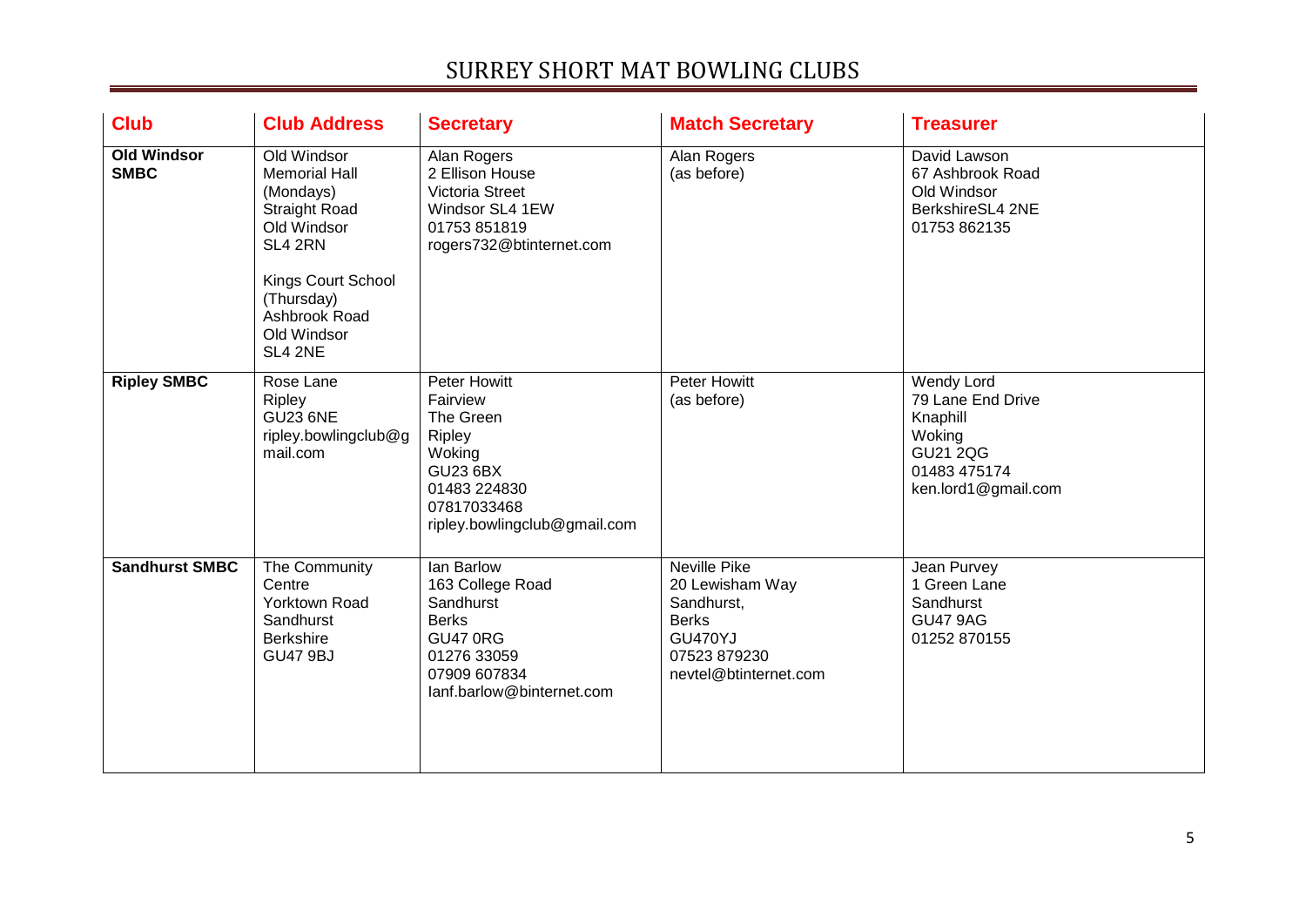# SURREY SHORT MAT BOWLING CLUBS

| Club | Club Address | Secretary | Match Secretary | Treasurer |
|---|---|---|---|---|
| **Old Windsor SMBC** | Old Windsor Memorial Hall (Mondays) Straight Road Old Windsor SL4 2RN<br><br>Kings Court School (Thursday) Ashbrook Road Old Windsor SL4 2NE | Alan Rogers<br>2 Ellison House<br>Victoria Street<br>Windsor SL4 1EW<br>01753 851819<br>rogers732@btinternet.com | Alan Rogers<br>(as before) | David Lawson<br>67 Ashbrook Road<br>Old Windsor<br>BerkshireSL4 2NE<br>01753 862135 |
| **Ripley SMBC** | Rose Lane<br>Ripley<br>GU23 6NE<br>ripley.bowlingclub@gmail.com | Peter Howitt<br>Fairview<br>The Green<br>Ripley<br>Woking<br>GU23 6BX<br>01483 224830<br>07817033468<br>ripley.bowlingclub@gmail.com | Peter Howitt<br>(as before) | Wendy Lord<br>79 Lane End Drive<br>Knaphill<br>Woking<br>GU21 2QG<br>01483 475174<br>ken.lord1@gmail.com |
| **Sandhurst SMBC** | The Community Centre<br>Yorktown Road<br>Sandhurst<br>Berkshire<br>GU47 9BJ | Ian Barlow<br>163 College Road<br>Sandhurst<br>Berks<br>GU47 0RG<br>01276 33059<br>07909 607834<br>Ianf.barlow@binternet.com | Neville Pike<br>20 Lewisham Way<br>Sandhurst,<br>Berks<br>GU470YJ<br>07523 879230<br>nevtel@btinternet.com | Jean Purvey<br>1 Green Lane<br>Sandhurst<br>GU47 9AG<br>01252 870155 |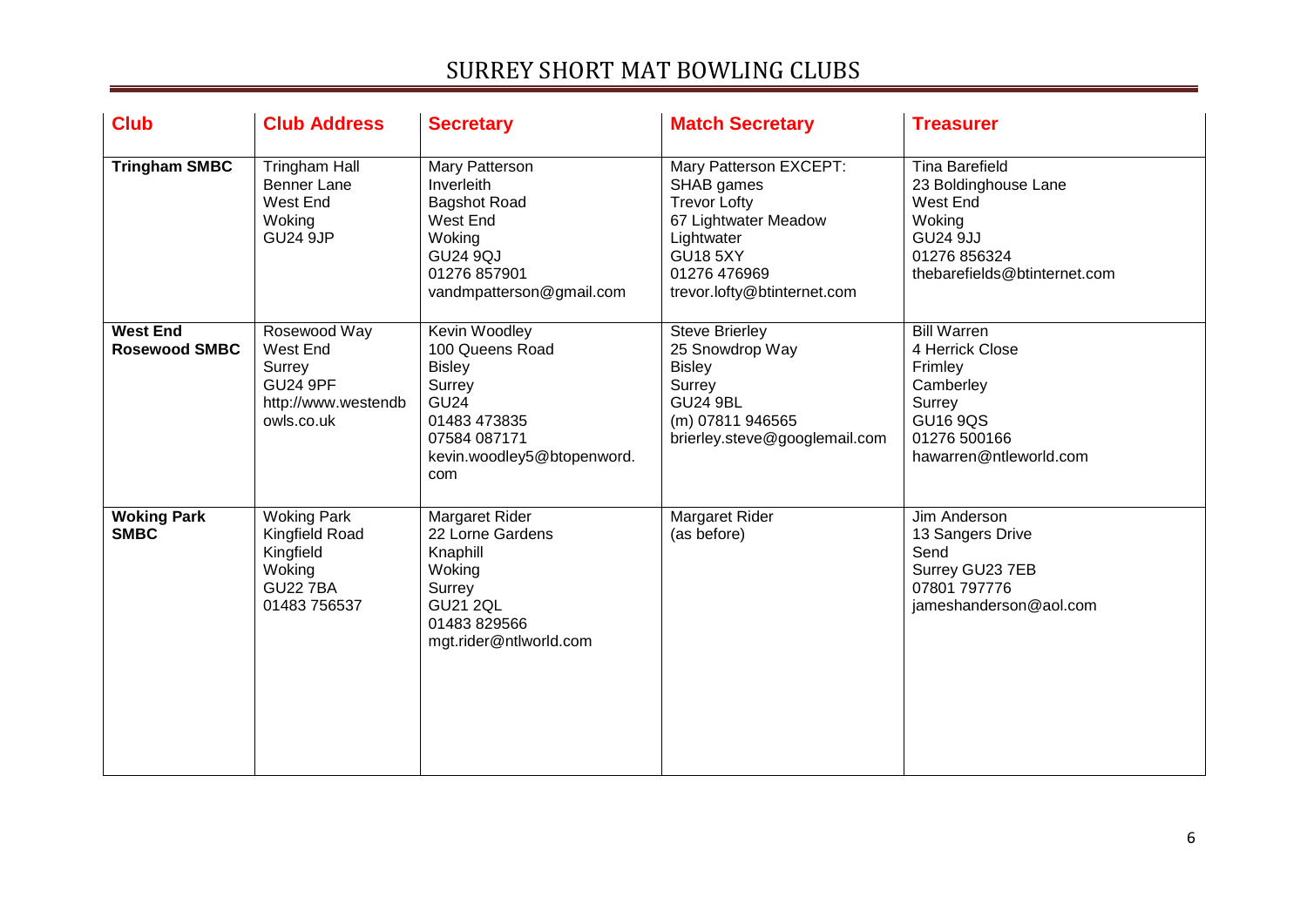# SURREY SHORT MAT BOWLING CLUBS

| Club | Club Address | Secretary | Match Secretary | Treasurer |
|---|---|---|---|---|
| **Tringham SMBC** | Tringham Hall<br>Benner Lane<br>West End<br>Woking<br>GU24 9JP | Mary Patterson<br>Inverleith<br>Bagshot Road<br>West End<br>Woking<br>GU24 9QJ<br>01276 857901<br>vandmpatterson@gmail.com | Mary Patterson EXCEPT:<br>SHAB games<br>Trevor Lofty<br>67 Lightwater Meadow<br>Lightwater<br>GU18 5XY<br>01276 476969<br>trevor.lofty@btinternet.com | Tina Barefield<br>23 Boldinghouse Lane<br>West End<br>Woking<br>GU24 9JJ<br>01276 856324<br>thebarefields@btinternet.com |
| **West End Rosewood SMBC** | Rosewood Way<br>West End<br>Surrey<br>GU24 9PF<br>http://www.westendbowls.co.uk | Kevin Woodley<br>100 Queens Road<br>Bisley<br>Surrey<br>GU24<br>01483 473835<br>07584 087171<br>kevin.woodley5@btopenword.com | Steve Brierley<br>25 Snowdrop Way<br>Bisley<br>Surrey<br>GU24 9BL<br>(m) 07811 946565<br>brierley.steve@googlemail.com | Bill Warren<br>4 Herrick Close<br>Frimley<br>Camberley<br>Surrey<br>GU16 9QS<br>01276 500166<br>hawarren@ntleworld.com |
| **Woking Park SMBC** | Woking Park<br>Kingfield Road<br>Kingfield<br>Woking<br>GU22 7BA<br>01483 756537 | Margaret Rider<br>22 Lorne Gardens<br>Knaphill<br>Woking<br>Surrey<br>GU21 2QL<br>01483 829566<br>mgt.rider@ntlworld.com | Margaret Rider<br>(as before) | Jim Anderson<br>13 Sangers Drive<br>Send<br>Surrey GU23 7EB<br>07801 797776<br>jameshanderson@aol.com |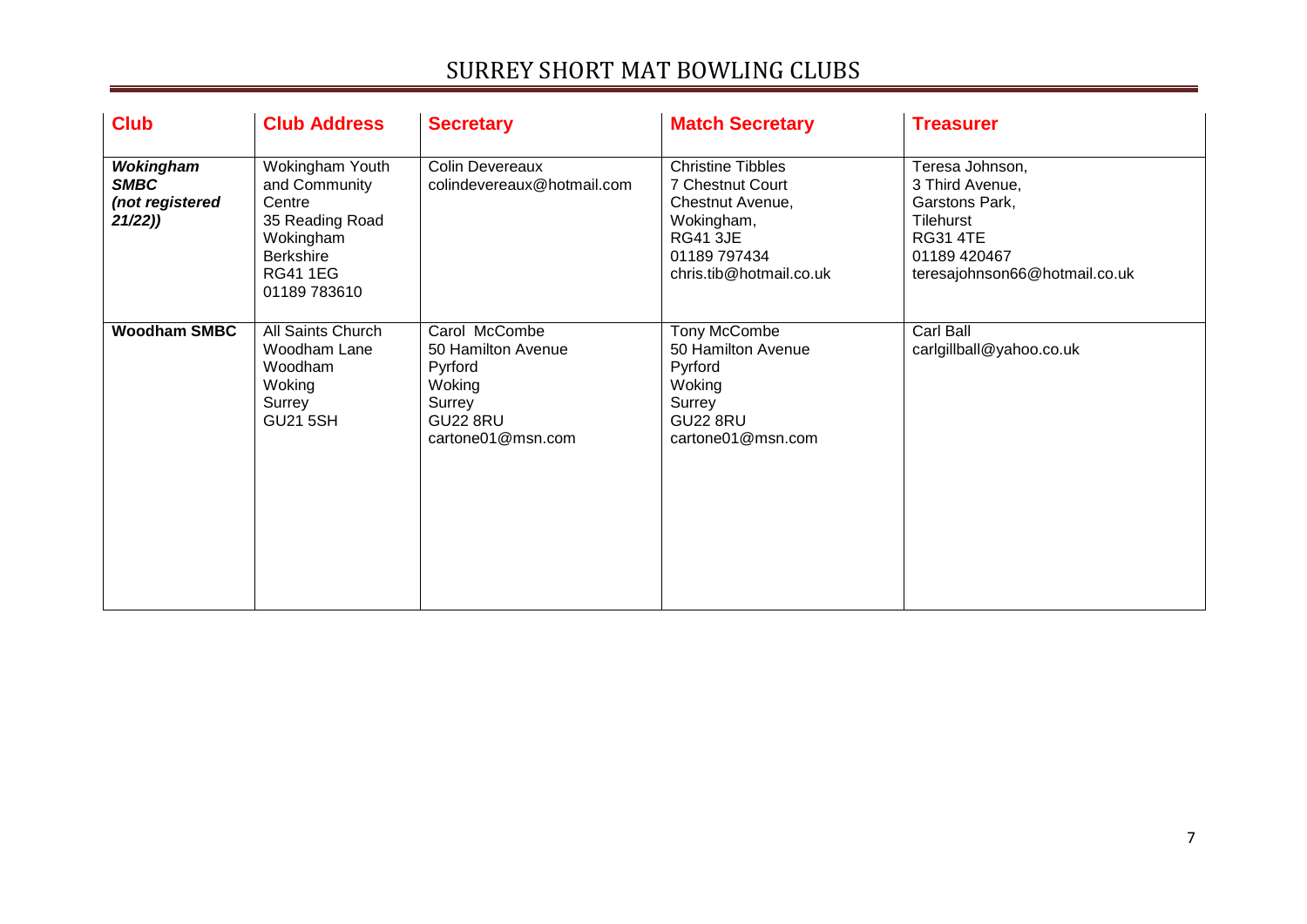# SURREY SHORT MAT BOWLING CLUBS

| Club | Club Address | Secretary | Match Secretary | Treasurer |
|---|---|---|---|---|
| ***Wokingham SMBC (not registered 21/22))*** | Wokingham Youth and Community Centre<br>35 Reading Road<br>Wokingham<br>Berkshire<br>RG41 1EG<br>01189 783610 | Colin Devereaux<br>colindevereaux@hotmail.com | Christine Tibbles<br>7 Chestnut Court<br>Chestnut Avenue,<br>Wokingham,<br>RG41 3JE<br>01189 797434<br>chris.tib@hotmail.co.uk | Teresa Johnson,<br>3 Third Avenue,<br>Garstons Park,<br>Tilehurst<br>RG31 4TE<br>01189 420467<br>teresajohnson66@hotmail.co.uk |
| **Woodham SMBC** | All Saints Church<br>Woodham Lane<br>Woodham<br>Woking<br>Surrey<br>GU21 5SH | Carol McCombe<br>50 Hamilton Avenue<br>Pyrford<br>Woking<br>Surrey<br>GU22 8RU<br>cartone01@msn.com | Tony McCombe<br>50 Hamilton Avenue<br>Pyrford<br>Woking<br>Surrey<br>GU22 8RU<br>cartone01@msn.com | Carl Ball<br>carlgillball@yahoo.co.uk |